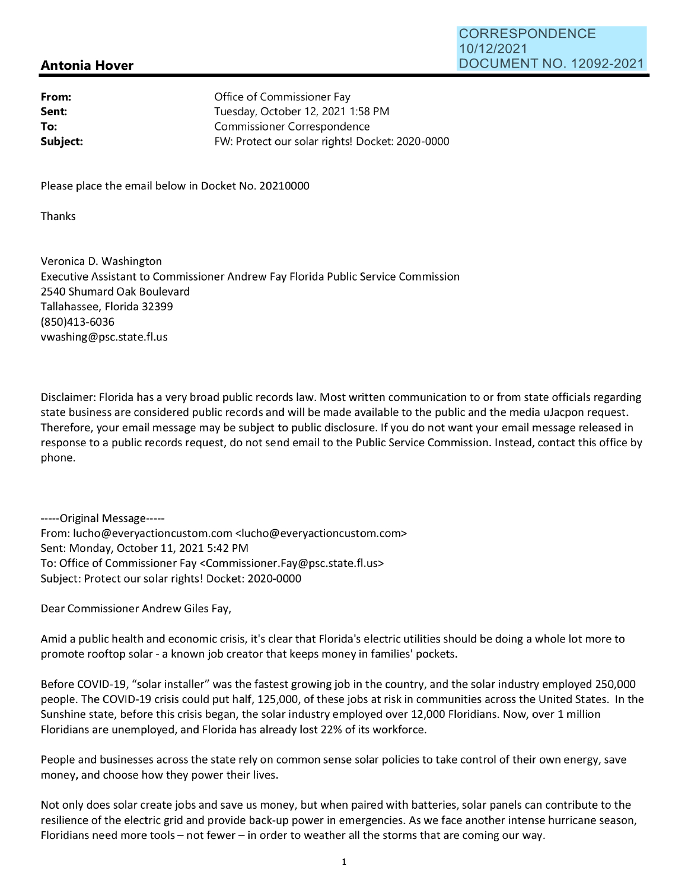CORRESPONDENCE
10/12/2021
DOCUMENT NO. 12092-2021

## Antonia Hover

---

**From:** Office of Commissioner Fay
**Sent:** Tuesday, October 12, 2021 1:58 PM
**To:** Commissioner Correspondence
**Subject:** FW: Protect our solar rights! Docket: 2020-0000

Please place the email below in Docket No. 20210000

Thanks

Veronica D. Washington
Executive Assistant to Commissioner Andrew Fay Florida Public Service Commission
2540 Shumard Oak Boulevard
Tallahassee, Florida 32399
(850)413-6036
vwashing@psc.state.fl.us

Disclaimer: Florida has a very broad public records law. Most written communication to or from state officials regarding state business are considered public records and will be made available to the public and the media uJacpon request. Therefore, your email message may be subject to public disclosure. If you do not want your email message released in response to a public records request, do not send email to the Public Service Commission. Instead, contact this office by phone.

-----Original Message-----
From: lucho@everyactioncustom.com <lucho@everyactioncustom.com>
Sent: Monday, October 11, 2021 5:42 PM
To: Office of Commissioner Fay <Commissioner.Fay@psc.state.fl.us>
Subject: Protect our solar rights! Docket: 2020-0000

Dear Commissioner Andrew Giles Fay,

Amid a public health and economic crisis, it's clear that Florida's electric utilities should be doing a whole lot more to promote rooftop solar - a known job creator that keeps money in families' pockets.

Before COVID-19, "solar installer" was the fastest growing job in the country, and the solar industry employed 250,000 people. The COVID-19 crisis could put half, 125,000, of these jobs at risk in communities across the United States. In the Sunshine state, before this crisis began, the solar industry employed over 12,000 Floridians. Now, over 1 million Floridians are unemployed, and Florida has already lost 22% of its workforce.

People and businesses across the state rely on common sense solar policies to take control of their own energy, save money, and choose how they power their lives.

Not only does solar create jobs and save us money, but when paired with batteries, solar panels can contribute to the resilience of the electric grid and provide back-up power in emergencies. As we face another intense hurricane season, Floridians need more tools – not fewer – in order to weather all the storms that are coming our way.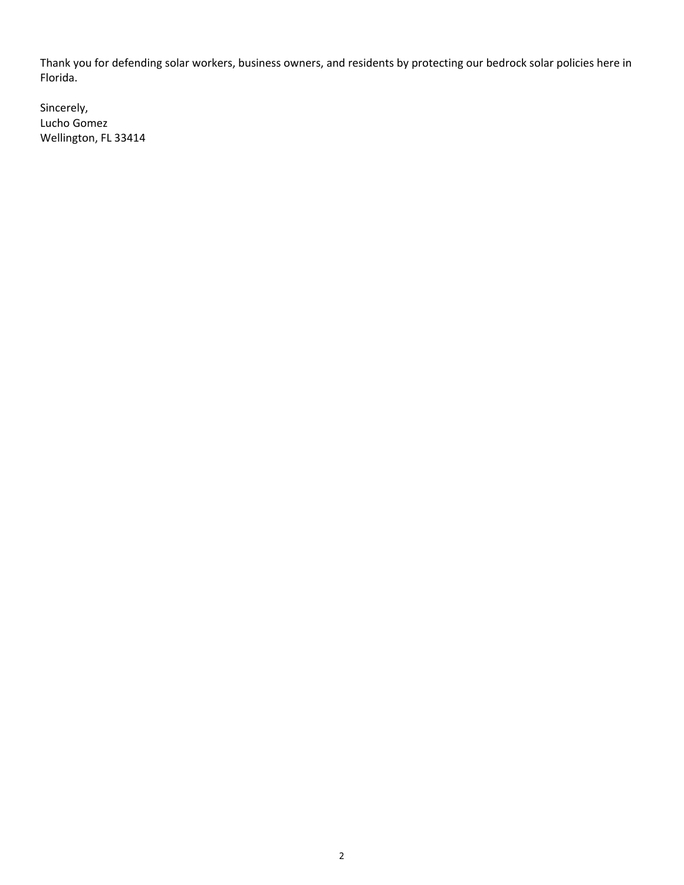Thank you for defending solar workers, business owners, and residents by protecting our bedrock solar policies here in Florida.

Sincerely,
Lucho Gomez
Wellington, FL 33414